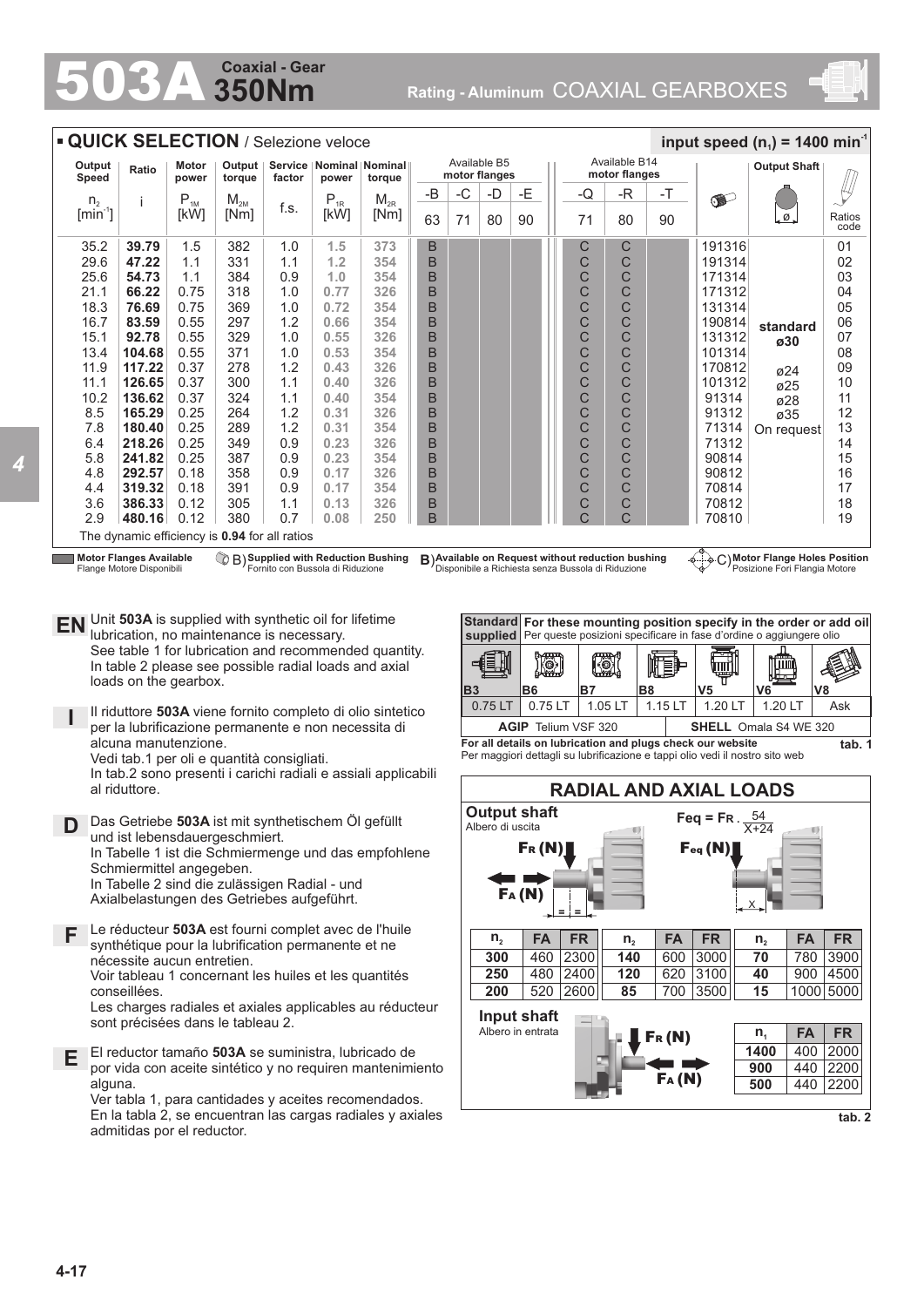# 503A Coaxial - Gear 350Nm

Rating - Aluminum COAXIAL GEARBOXES

## QUICK SELECTION / Selezione veloce

input speed ($n_1$) = 1400 min$^{-1}$

| Output Speed $n_2$ [min$^{-1}$] | Ratio i | Motor power $P_{1M}$ [kW] | Output torque $M_{2M}$ [Nm] | Service factor f.s. | Nominal power $P_{1R}$ [kW] | Nominal torque $M_{2R}$ [Nm] | Available B5 motor flanges -B 63 | -C 71 | -D 80 | -E 90 | Available B14 motor flanges -Q 71 | -R 80 | -T 90 | | Output Shaft | Ratios code |
|---|---|---|---|---|---|---|---|---|---|---|---|---|---|---|---|---|
| 35.2 | **39.79** | 1.5 | 382 | 1.0 | **1.5** | **373** | B | | | | C | C | | 191316 | | 01 |
| 29.6 | **47.22** | 1.1 | 331 | 1.1 | **1.2** | **354** | B | | | | C | C | | 191314 | | 02 |
| 25.6 | **54.73** | 1.1 | 384 | 0.9 | **1.0** | **354** | B | | | | C | C | | 171314 | | 03 |
| 21.1 | **66.22** | 0.75 | 318 | 1.0 | **0.77** | **326** | B | | | | C | C | | 171312 | | 04 |
| 18.3 | **76.69** | 0.75 | 369 | 1.0 | **0.72** | **354** | B | | | | C | C | | 131314 | | 05 |
| 16.7 | **83.59** | 0.55 | 297 | 1.2 | **0.66** | **354** | B | | | | C | C | | 190814 | **standard** | 06 |
| 15.1 | **92.78** | 0.55 | 329 | 1.0 | **0.55** | **326** | B | | | | C | C | | 131312 | **ø30** | 07 |
| 13.4 | **104.68** | 0.55 | 371 | 1.0 | **0.53** | **354** | B | | | | C | C | | 101314 | | 08 |
| 11.9 | **117.22** | 0.37 | 278 | 1.2 | **0.43** | **326** | B | | | | C | C | | 170812 | ø24 | 09 |
| 11.1 | **126.65** | 0.37 | 300 | 1.1 | **0.40** | **326** | B | | | | C | C | | 101312 | ø25 | 10 |
| 10.2 | **136.62** | 0.37 | 324 | 1.1 | **0.40** | **354** | B | | | | C | C | | 91314 | ø28 | 11 |
| 8.5 | **165.29** | 0.25 | 264 | 1.2 | **0.31** | **326** | B | | | | C | C | | 91312 | ø35 | 12 |
| 7.8 | **180.40** | 0.25 | 289 | 1.2 | **0.31** | **354** | B | | | | C | C | | 71314 | On request | 13 |
| 6.4 | **218.26** | 0.25 | 349 | 0.9 | **0.23** | **326** | B | | | | C | C | | 71312 | | 14 |
| 5.8 | **241.82** | 0.25 | 387 | 0.9 | **0.23** | **354** | B | | | | C | C | | 90814 | | 15 |
| 4.8 | **292.57** | 0.18 | 358 | 0.9 | **0.17** | **326** | B | | | | C | C | | 90812 | | 16 |
| 4.4 | **319.32** | 0.18 | 391 | 0.9 | **0.17** | **354** | B | | | | C | C | | 70814 | | 17 |
| 3.6 | **386.33** | 0.12 | 305 | 1.1 | **0.13** | **326** | B | | | | C | C | | 70812 | | 18 |
| 2.9 | **480.16** | 0.12 | 380 | 0.7 | **0.08** | **250** | B | | | | C | C | | 70810 | | 19 |

The dynamic efficiency is **0.94** for all ratios

Motor Flanges Available / Flange Motore Disponibili — B) Supplied with Reduction Bushing / Fornito con Bussola di Riduzione — B) Available on Request without reduction bushing / Disponibile a Richiesta senza Bussola di Riduzione — C) Motor Flange Holes Position / Posizione Fori Flangia Motore

**EN** Unit **503A** is supplied with synthetic oil for lifetime lubrication, no maintenance is necessary.
See table 1 for lubrication and recommended quantity.
In table 2 please see possible radial loads and axial loads on the gearbox.

**I** Il riduttore **503A** viene fornito completo di olio sintetico per la lubrificazione permanente e non necessita di alcuna manutenzione.
Vedi tab.1 per oli e quantità consigliati.
In tab.2 sono presenti i carichi radiali e assiali applicabili al riduttore.

**D** Das Getriebe **503A** ist mit synthetischem Öl gefüllt und ist lebensdauergeschmiert.
In Tabelle 1 ist die Schmiermenge und das empfohlene Schmiermittel angegeben.
In Tabelle 2 sind die zulässigen Radial - und Axialbelastungen des Getriebes aufgeführt.

**F** Le réducteur **503A** est fourni complet avec de l'huile synthétique pour la lubrification permanente et ne nécessite aucun entretien.
Voir tableau 1 concernant les huiles et les quantités conseillées.
Les charges radiales et axiales applicables au réducteur sont précisées dans le tableau 2.

**E** El reductor tamaño **503A** se suministra, lubricado de por vida con aceite sintético y no requiren mantenimiento alguna.
Ver tabla 1, para cantidades y aceites recomendados.
En la tabla 2, se encuentran las cargas radiales y axiales admitidas por el reductor.

| Standard supplied | For these mounting position specify in the order or add oil / Per queste posizioni specificare in fase d'ordine o aggiungere olio | | | | | |
|---|---|---|---|---|---|---|
| B3 | B6 | B7 | B8 | V5 | V6 | V8 |
| 0.75 LT | 0.75 LT | 1.05 LT | 1.15 LT | 1.20 LT | 1.20 LT | Ask |
| **AGIP** Telium VSF 320 | | | **SHELL** Omala S4 WE 320 | | | |

**For all details on lubrication and plugs check our website**
Per maggiori dettagli su lubrificazione e tappi olio vedi il nostro sito web

**tab. 1**

## RADIAL AND AXIAL LOADS

**Output shaft**
Albero di uscita

$$F_{eq} = F_R \cdot \frac{54}{X+24}$$

$F_R$ (N), $F_A$ (N), $F_{eq}$ (N)

| $n_2$ | FA | FR | $n_2$ | FA | FR | $n_2$ | FA | FR |
|---|---|---|---|---|---|---|---|---|
| **300** | 460 | 2300 | **140** | 600 | 3000 | **70** | 780 | 3900 |
| **250** | 480 | 2400 | **120** | 620 | 3100 | **40** | 900 | 4500 |
| **200** | 520 | 2600 | **85** | 700 | 3500 | **15** | 1000 | 5000 |

**Input shaft**
Albero in entrata

$F_R$ (N), $F_A$ (N)

| $n_1$ | FA | FR |
|---|---|---|
| **1400** | 400 | 2000 |
| **900** | 440 | 2200 |
| **500** | 440 | 2200 |

**tab. 2**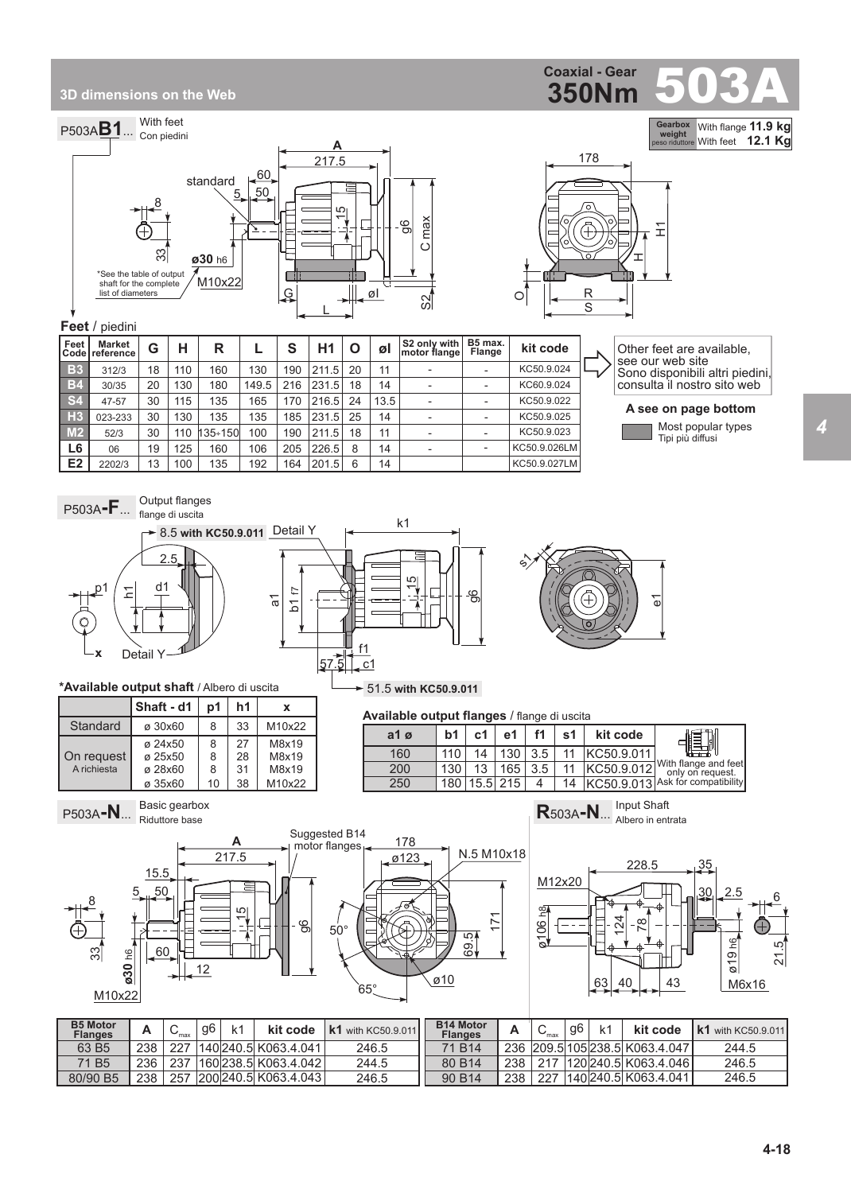3D dimensions on the Web

Coaxial - Gear
**350Nm** **503A**

P503A**B1**... With feet / Con piedini

Gearbox weight / peso riduttore: With flange **11.9 kg** / With feet **12.1 Kg**

standard

*See the table of output shaft for the complete list of diameters

**Feet** / piedini

| Feet Code | Market reference | G | H | R | L | S | H1 | O | øI | S2 only with motor flange | B5 max. Flange | kit code |
|---|---|---|---|---|---|---|---|---|---|---|---|---|
| B3 | 312/3 | 18 | 110 | 160 | 130 | 190 | 211.5 | 20 | 11 | - | - | KC50.9.024 |
| B4 | 30/35 | 20 | 130 | 180 | 149.5 | 216 | 231.5 | 18 | 14 | - | - | KC60.9.024 |
| S4 | 47-57 | 30 | 115 | 135 | 165 | 170 | 216.5 | 24 | 13.5 | - | - | KC50.9.022 |
| H3 | 023-233 | 30 | 130 | 135 | 135 | 185 | 231.5 | 25 | 14 | - | - | KC50.9.025 |
| M2 | 52/3 | 30 | 110 | 135÷150 | 100 | 190 | 211.5 | 18 | 11 | - | - | KC50.9.023 |
| L6 | 06 | 19 | 125 | 160 | 106 | 205 | 226.5 | 8 | 14 | - | - | KC50.9.026LM |
| E2 | 2202/3 | 13 | 100 | 135 | 192 | 164 | 201.5 | 6 | 14 | | | KC50.9.027LM |

Other feet are available, see our web site
Sono disponibili altri piedini, consulta il nostro sito web

**A see on page bottom**

Most popular types / Tipi più diffusi

P503A**-F**... Output flanges / flange di uscita

8.5 **with KC50.9.011**

51.5 **with KC50.9.011**

***Available output shaft** / Albero di uscita

| | Shaft - d1 | p1 | h1 | x |
|---|---|---|---|---|
| Standard | ø 30x60 | 8 | 33 | M10x22 |
| On request / A richiesta | ø 24x50 | 8 | 27 | M8x19 |
| | ø 25x50 | 8 | 28 | M8x19 |
| | ø 28x60 | 8 | 31 | M8x19 |
| | ø 35x60 | 10 | 38 | M10x22 |

**Available output flanges** / flange di uscita

| a1 ø | b1 | c1 | e1 | f1 | s1 | kit code |
|---|---|---|---|---|---|---|
| 160 | 110 | 14 | 130 | 3.5 | 11 | KC50.9.011 |
| 200 | 130 | 13 | 165 | 3.5 | 11 | KC50.9.012 |
| 250 | 180 | 15.5 | 215 | 4 | 14 | KC50.9.013 |

With flange and feet only on request. Ask for compatibility

P503A**-N**... Basic gearbox / Riduttore base

Suggested B14 motor flanges

**R**503A**-N**... Input Shaft / Albero in entrata

| B5 Motor Flanges | A | $C_{max}$ | g6 | k1 | kit code | k1 with KC50.9.011 |
|---|---|---|---|---|---|---|
| 63 B5 | 238 | 227 | 140 | 240.5 | K063.4.041 | 246.5 |
| 71 B5 | 236 | 237 | 160 | 238.5 | K063.4.042 | 244.5 |
| 80/90 B5 | 238 | 257 | 200 | 240.5 | K063.4.043 | 246.5 |

| B14 Motor Flanges | A | $C_{max}$ | g6 | k1 | kit code | k1 with KC50.9.011 |
|---|---|---|---|---|---|---|
| 71 B14 | 236 | 209.5 | 105 | 238.5 | K063.4.047 | 244.5 |
| 80 B14 | 238 | 217 | 120 | 240.5 | K063.4.046 | 246.5 |
| 90 B14 | 238 | 227 | 140 | 240.5 | K063.4.041 | 246.5 |